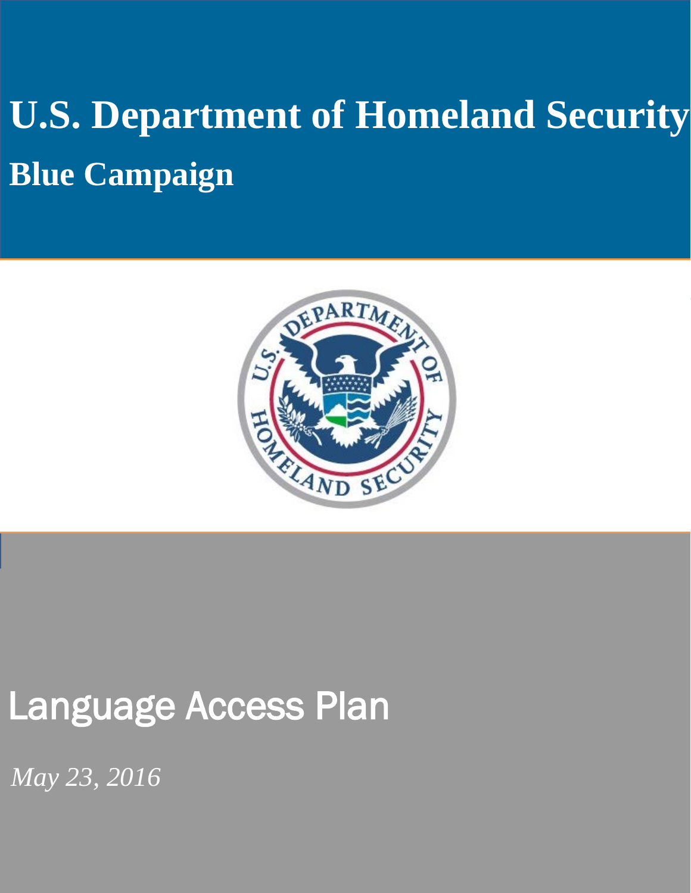# U.S. Department of Homeland Security

## Blue Campaign

# Language Access Plan

*May 23, 2016*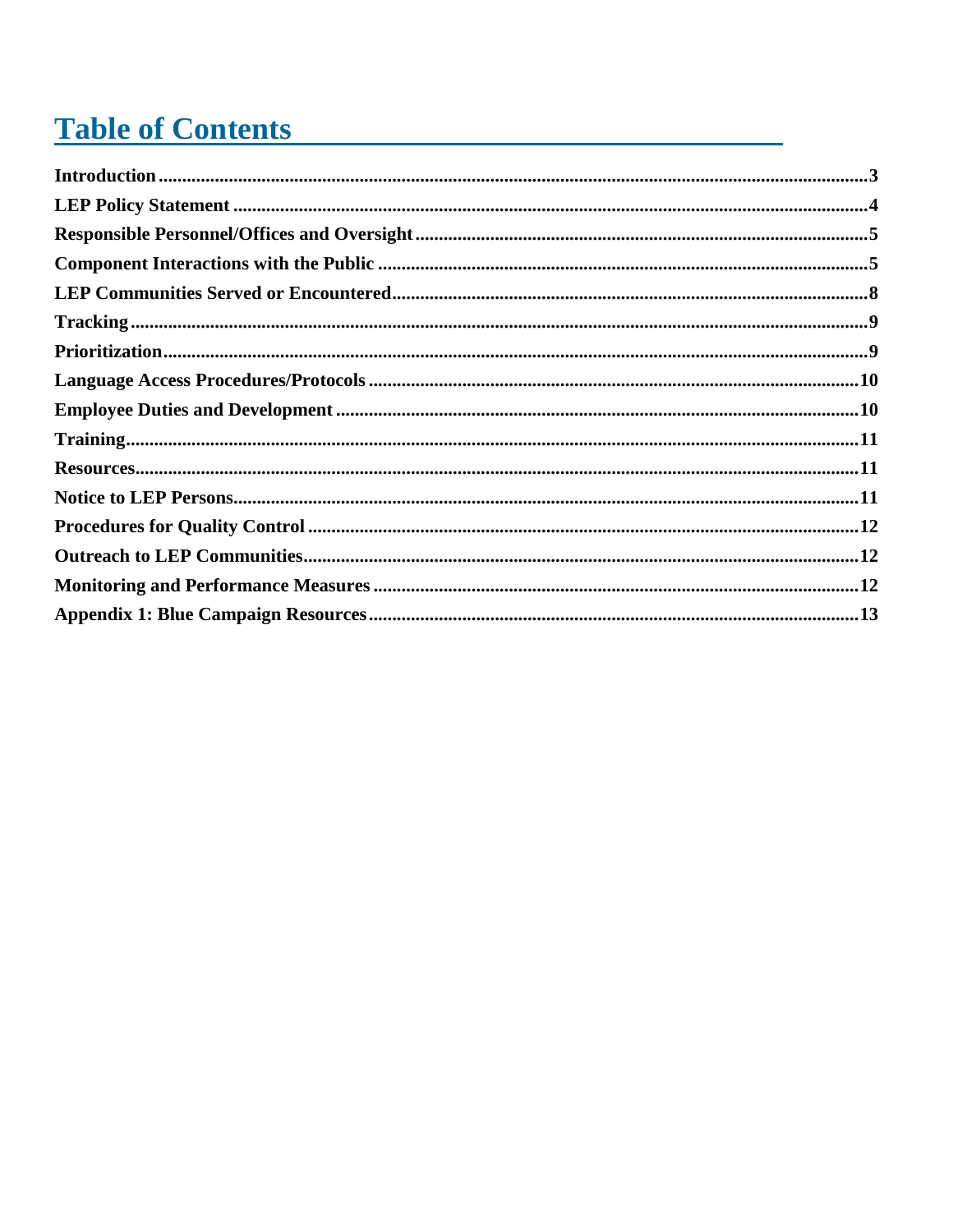# Table of Contents

Introduction ....................................................................................................................................3
LEP Policy Statement ....................................................................................................................4
Responsible Personnel/Offices and Oversight ..............................................................................5
Component Interactions with the Public .......................................................................................5
LEP Communities Served or Encountered ....................................................................................8
Tracking ..........................................................................................................................................9
Prioritization ....................................................................................................................................9
Language Access Procedures/Protocols ......................................................................................10
Employee Duties and Development .............................................................................................10
Training ..........................................................................................................................................11
Resources ........................................................................................................................................11
Notice to LEP Persons ...................................................................................................................11
Procedures for Quality Control ....................................................................................................12
Outreach to LEP Communities .....................................................................................................12
Monitoring and Performance Measures ......................................................................................12
Appendix 1: Blue Campaign Resources .......................................................................................13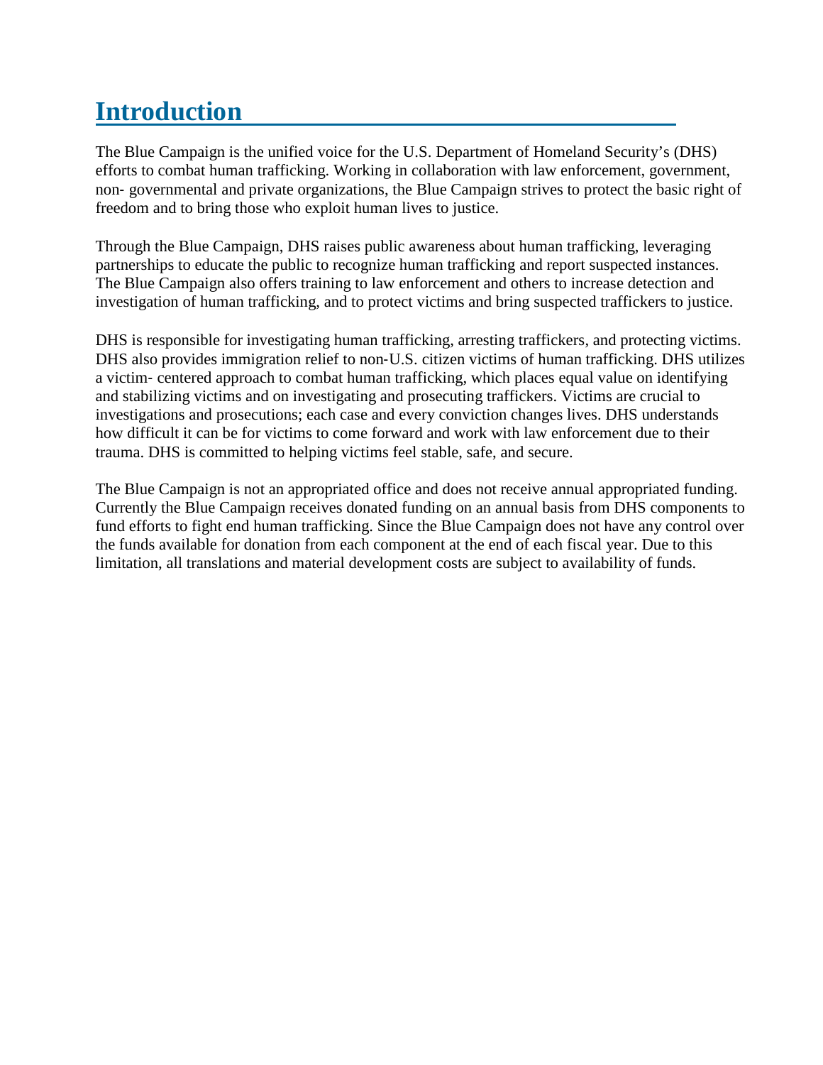# Introduction

The Blue Campaign is the unified voice for the U.S. Department of Homeland Security's (DHS) efforts to combat human trafficking. Working in collaboration with law enforcement, government, non- governmental and private organizations, the Blue Campaign strives to protect the basic right of freedom and to bring those who exploit human lives to justice.

Through the Blue Campaign, DHS raises public awareness about human trafficking, leveraging partnerships to educate the public to recognize human trafficking and report suspected instances. The Blue Campaign also offers training to law enforcement and others to increase detection and investigation of human trafficking, and to protect victims and bring suspected traffickers to justice.

DHS is responsible for investigating human trafficking, arresting traffickers, and protecting victims. DHS also provides immigration relief to non-U.S. citizen victims of human trafficking. DHS utilizes a victim- centered approach to combat human trafficking, which places equal value on identifying and stabilizing victims and on investigating and prosecuting traffickers. Victims are crucial to investigations and prosecutions; each case and every conviction changes lives. DHS understands how difficult it can be for victims to come forward and work with law enforcement due to their trauma. DHS is committed to helping victims feel stable, safe, and secure.

The Blue Campaign is not an appropriated office and does not receive annual appropriated funding. Currently the Blue Campaign receives donated funding on an annual basis from DHS components to fund efforts to fight end human trafficking. Since the Blue Campaign does not have any control over the funds available for donation from each component at the end of each fiscal year. Due to this limitation, all translations and material development costs are subject to availability of funds.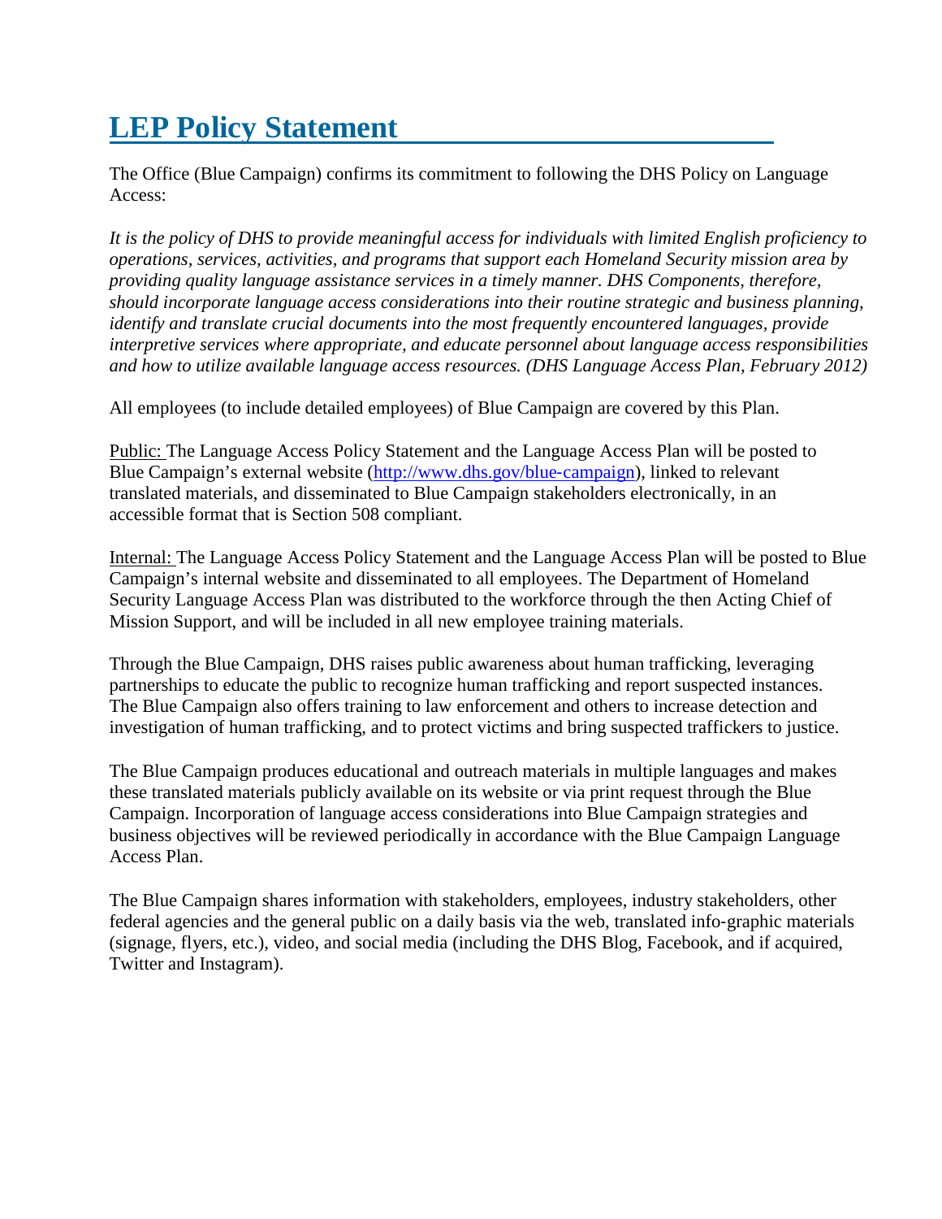# LEP Policy Statement

The Office (Blue Campaign) confirms its commitment to following the DHS Policy on Language Access:

*It is the policy of DHS to provide meaningful access for individuals with limited English proficiency to operations, services, activities, and programs that support each Homeland Security mission area by providing quality language assistance services in a timely manner. DHS Components, therefore, should incorporate language access considerations into their routine strategic and business planning, identify and translate crucial documents into the most frequently encountered languages, provide interpretive services where appropriate, and educate personnel about language access responsibilities and how to utilize available language access resources. (DHS Language Access Plan, February 2012)*

All employees (to include detailed employees) of Blue Campaign are covered by this Plan.

Public: The Language Access Policy Statement and the Language Access Plan will be posted to Blue Campaign's external website (http://www.dhs.gov/blue-campaign), linked to relevant translated materials, and disseminated to Blue Campaign stakeholders electronically, in an accessible format that is Section 508 compliant.

Internal: The Language Access Policy Statement and the Language Access Plan will be posted to Blue Campaign's internal website and disseminated to all employees. The Department of Homeland Security Language Access Plan was distributed to the workforce through the then Acting Chief of Mission Support, and will be included in all new employee training materials.

Through the Blue Campaign, DHS raises public awareness about human trafficking, leveraging partnerships to educate the public to recognize human trafficking and report suspected instances. The Blue Campaign also offers training to law enforcement and others to increase detection and investigation of human trafficking, and to protect victims and bring suspected traffickers to justice.

The Blue Campaign produces educational and outreach materials in multiple languages and makes these translated materials publicly available on its website or via print request through the Blue Campaign. Incorporation of language access considerations into Blue Campaign strategies and business objectives will be reviewed periodically in accordance with the Blue Campaign Language Access Plan.

The Blue Campaign shares information with stakeholders, employees, industry stakeholders, other federal agencies and the general public on a daily basis via the web, translated info-graphic materials (signage, flyers, etc.), video, and social media (including the DHS Blog, Facebook, and if acquired, Twitter and Instagram).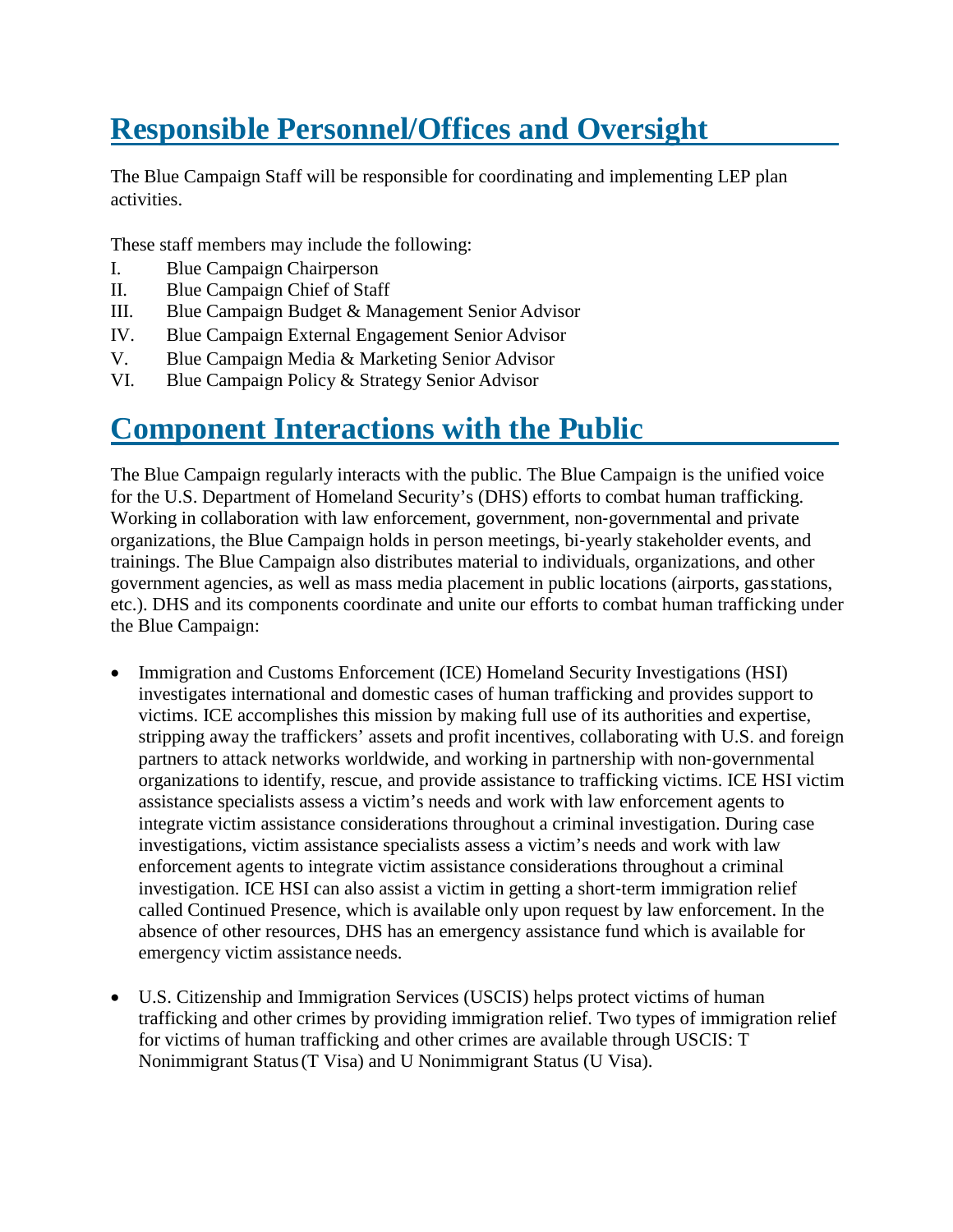## Responsible Personnel/Offices and Oversight

The Blue Campaign Staff will be responsible for coordinating and implementing LEP plan activities.

These staff members may include the following:

I. Blue Campaign Chairperson
II. Blue Campaign Chief of Staff
III. Blue Campaign Budget & Management Senior Advisor
IV. Blue Campaign External Engagement Senior Advisor
V. Blue Campaign Media & Marketing Senior Advisor
VI. Blue Campaign Policy & Strategy Senior Advisor

## Component Interactions with the Public

The Blue Campaign regularly interacts with the public. The Blue Campaign is the unified voice for the U.S. Department of Homeland Security's (DHS) efforts to combat human trafficking. Working in collaboration with law enforcement, government, non-governmental and private organizations, the Blue Campaign holds in person meetings, bi-yearly stakeholder events, and trainings. The Blue Campaign also distributes material to individuals, organizations, and other government agencies, as well as mass media placement in public locations (airports, gas stations, etc.). DHS and its components coordinate and unite our efforts to combat human trafficking under the Blue Campaign:

- Immigration and Customs Enforcement (ICE) Homeland Security Investigations (HSI) investigates international and domestic cases of human trafficking and provides support to victims. ICE accomplishes this mission by making full use of its authorities and expertise, stripping away the traffickers' assets and profit incentives, collaborating with U.S. and foreign partners to attack networks worldwide, and working in partnership with non-governmental organizations to identify, rescue, and provide assistance to trafficking victims. ICE HSI victim assistance specialists assess a victim's needs and work with law enforcement agents to integrate victim assistance considerations throughout a criminal investigation. During case investigations, victim assistance specialists assess a victim's needs and work with law enforcement agents to integrate victim assistance considerations throughout a criminal investigation. ICE HSI can also assist a victim in getting a short-term immigration relief called Continued Presence, which is available only upon request by law enforcement. In the absence of other resources, DHS has an emergency assistance fund which is available for emergency victim assistance needs.

- U.S. Citizenship and Immigration Services (USCIS) helps protect victims of human trafficking and other crimes by providing immigration relief. Two types of immigration relief for victims of human trafficking and other crimes are available through USCIS: T Nonimmigrant Status (T Visa) and U Nonimmigrant Status (U Visa).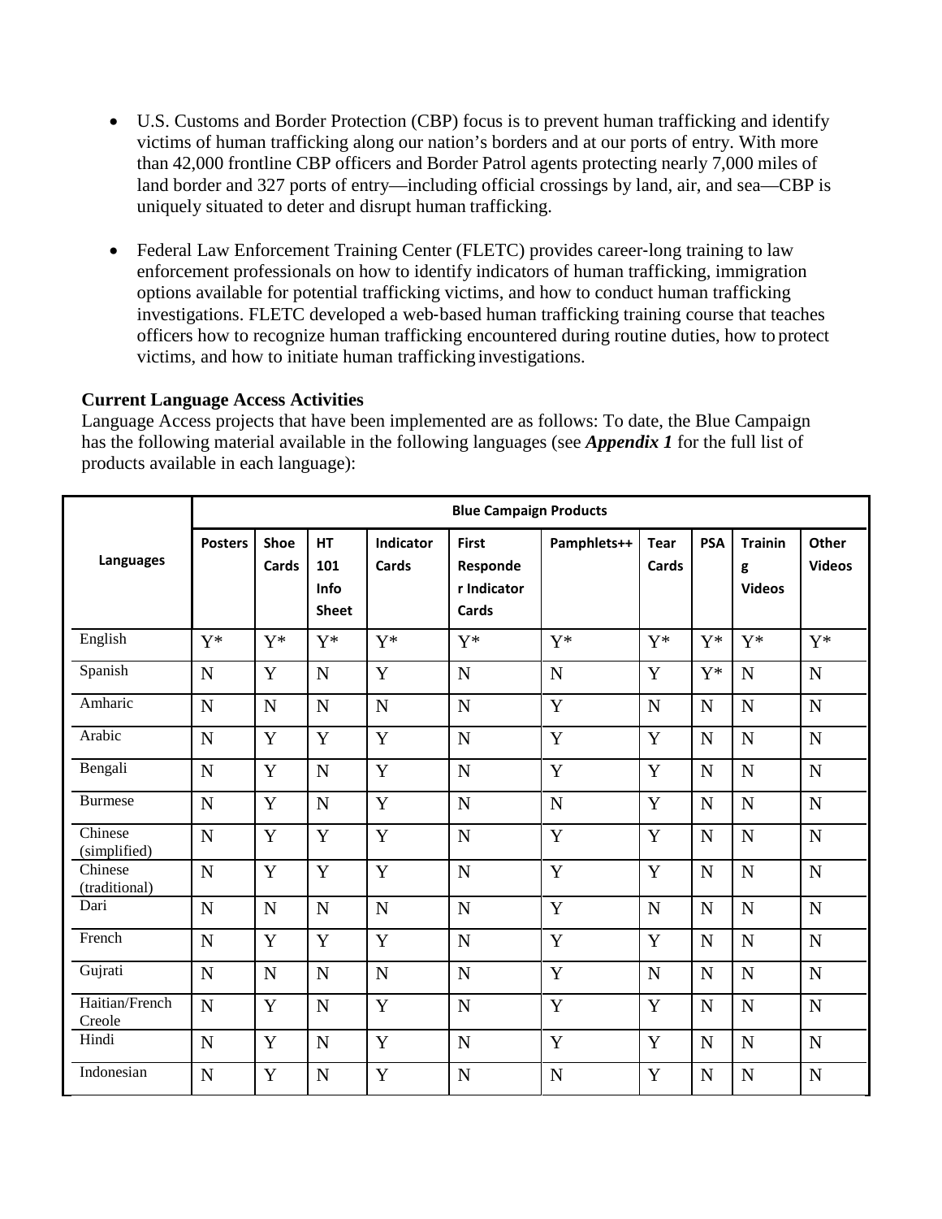- U.S. Customs and Border Protection (CBP) focus is to prevent human trafficking and identify victims of human trafficking along our nation's borders and at our ports of entry. With more than 42,000 frontline CBP officers and Border Patrol agents protecting nearly 7,000 miles of land border and 327 ports of entry—including official crossings by land, air, and sea—CBP is uniquely situated to deter and disrupt human trafficking.

- Federal Law Enforcement Training Center (FLETC) provides career-long training to law enforcement professionals on how to identify indicators of human trafficking, immigration options available for potential trafficking victims, and how to conduct human trafficking investigations. FLETC developed a web-based human trafficking training course that teaches officers how to recognize human trafficking encountered during routine duties, how to protect victims, and how to initiate human trafficking investigations.

**Current Language Access Activities**

Language Access projects that have been implemented are as follows: To date, the Blue Campaign has the following material available in the following languages (see ***Appendix 1*** for the full list of products available in each language):

| | Blue Campaign Products | | | | | | | | | |
|---|---|---|---|---|---|---|---|---|---|---|
| **Languages** | **Posters** | **Shoe Cards** | **HT 101 Info Sheet** | **Indicator Cards** | **First Responder Indicator Cards** | **Pamphlets++** | **Tear Cards** | **PSA** | **Training Videos** | **Other Videos** |
| English | Y* | Y* | Y* | Y* | Y* | Y* | Y* | Y* | Y* | Y* |
| Spanish | N | Y | N | Y | N | N | Y | Y* | N | N |
| Amharic | N | N | N | N | N | Y | N | N | N | N |
| Arabic | N | Y | Y | Y | N | Y | Y | N | N | N |
| Bengali | N | Y | N | Y | N | Y | Y | N | N | N |
| Burmese | N | Y | N | Y | N | N | Y | N | N | N |
| Chinese (simplified) | N | Y | Y | Y | N | Y | Y | N | N | N |
| Chinese (traditional) | N | Y | Y | Y | N | Y | Y | N | N | N |
| Dari | N | N | N | N | N | Y | N | N | N | N |
| French | N | Y | Y | Y | N | Y | Y | N | N | N |
| Gujrati | N | N | N | N | N | Y | N | N | N | N |
| Haitian/French Creole | N | Y | N | Y | N | Y | Y | N | N | N |
| Hindi | N | Y | N | Y | N | Y | Y | N | N | N |
| Indonesian | N | Y | N | Y | N | N | Y | N | N | N |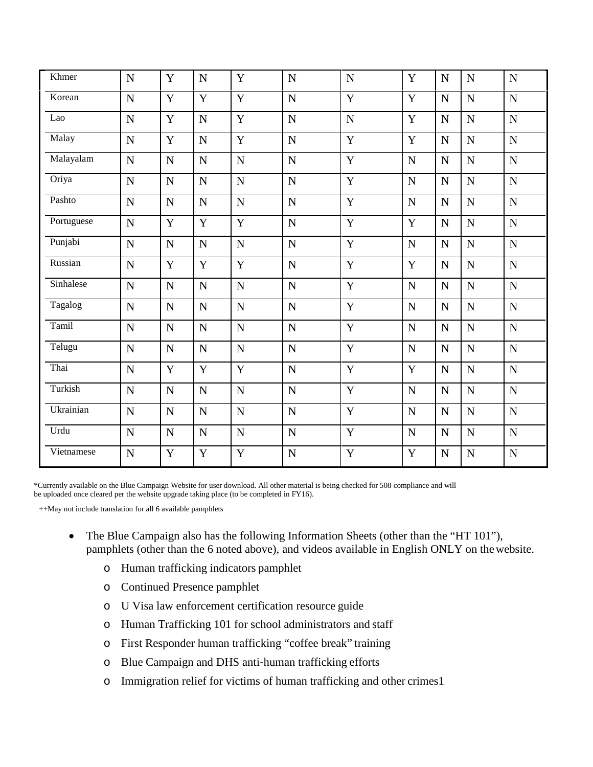| Khmer | N | Y | N | Y | N | N | Y | N | N | N |
|---|---|---|---|---|---|---|---|---|---|---|
| Korean | N | Y | Y | Y | N | Y | Y | N | N | N |
| Lao | N | Y | N | Y | N | N | Y | N | N | N |
| Malay | N | Y | N | Y | N | Y | Y | N | N | N |
| Malayalam | N | N | N | N | N | Y | N | N | N | N |
| Oriya | N | N | N | N | N | Y | N | N | N | N |
| Pashto | N | N | N | N | N | Y | N | N | N | N |
| Portuguese | N | Y | Y | Y | N | Y | Y | N | N | N |
| Punjabi | N | N | N | N | N | Y | N | N | N | N |
| Russian | N | Y | Y | Y | N | Y | Y | N | N | N |
| Sinhalese | N | N | N | N | N | Y | N | N | N | N |
| Tagalog | N | N | N | N | N | Y | N | N | N | N |
| Tamil | N | N | N | N | N | Y | N | N | N | N |
| Telugu | N | N | N | N | N | Y | N | N | N | N |
| Thai | N | Y | Y | Y | N | Y | Y | N | N | N |
| Turkish | N | N | N | N | N | Y | N | N | N | N |
| Ukrainian | N | N | N | N | N | Y | N | N | N | N |
| Urdu | N | N | N | N | N | Y | N | N | N | N |
| Vietnamese | N | Y | Y | Y | N | Y | Y | N | N | N |

*Currently available on the Blue Campaign Website for user download. All other material is being checked for 508 compliance and will be uploaded once cleared per the website upgrade taking place (to be completed in FY16).

++May not include translation for all 6 available pamphlets

- The Blue Campaign also has the following Information Sheets (other than the "HT 101"), pamphlets (other than the 6 noted above), and videos available in English ONLY on the website.
  - Human trafficking indicators pamphlet
  - Continued Presence pamphlet
  - U Visa law enforcement certification resource guide
  - Human Trafficking 101 for school administrators and staff
  - First Responder human trafficking "coffee break" training
  - Blue Campaign and DHS anti-human trafficking efforts
  - Immigration relief for victims of human trafficking and other crimes1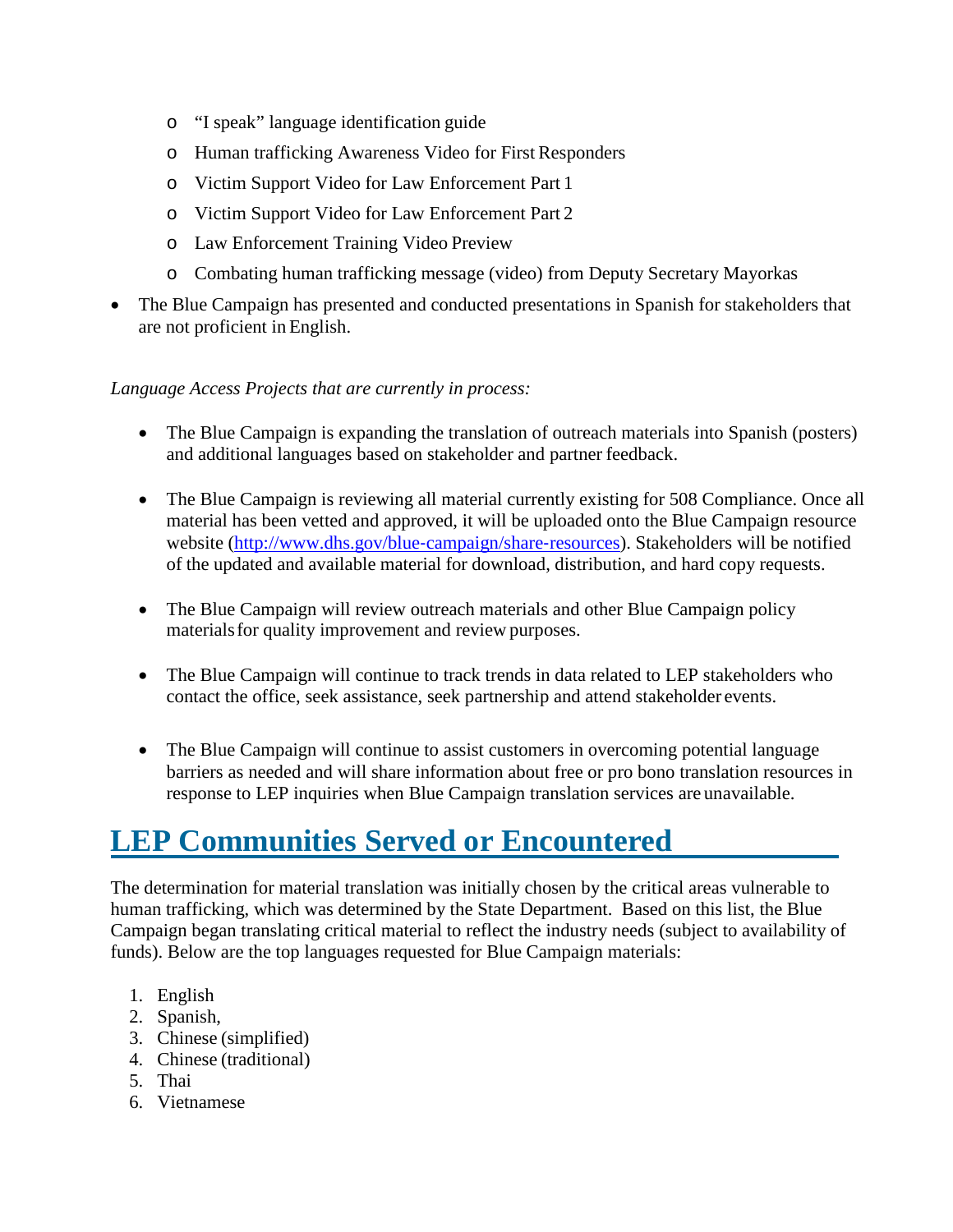- "I speak" language identification guide
  - Human trafficking Awareness Video for First Responders
  - Victim Support Video for Law Enforcement Part 1
  - Victim Support Video for Law Enforcement Part 2
  - Law Enforcement Training Video Preview
  - Combating human trafficking message (video) from Deputy Secretary Mayorkas
- The Blue Campaign has presented and conducted presentations in Spanish for stakeholders that are not proficient in English.

*Language Access Projects that are currently in process:*

- The Blue Campaign is expanding the translation of outreach materials into Spanish (posters) and additional languages based on stakeholder and partner feedback.

- The Blue Campaign is reviewing all material currently existing for 508 Compliance. Once all material has been vetted and approved, it will be uploaded onto the Blue Campaign resource website ([http://www.dhs.gov/blue-campaign/share-resources](http://www.dhs.gov/blue-campaign/share-resources)). Stakeholders will be notified of the updated and available material for download, distribution, and hard copy requests.

- The Blue Campaign will review outreach materials and other Blue Campaign policy materials for quality improvement and review purposes.

- The Blue Campaign will continue to track trends in data related to LEP stakeholders who contact the office, seek assistance, seek partnership and attend stakeholder events.

- The Blue Campaign will continue to assist customers in overcoming potential language barriers as needed and will share information about free or pro bono translation resources in response to LEP inquiries when Blue Campaign translation services are unavailable.

# LEP Communities Served or Encountered

The determination for material translation was initially chosen by the critical areas vulnerable to human trafficking, which was determined by the State Department. Based on this list, the Blue Campaign began translating critical material to reflect the industry needs (subject to availability of funds). Below are the top languages requested for Blue Campaign materials:

1. English
2. Spanish,
3. Chinese (simplified)
4. Chinese (traditional)
5. Thai
6. Vietnamese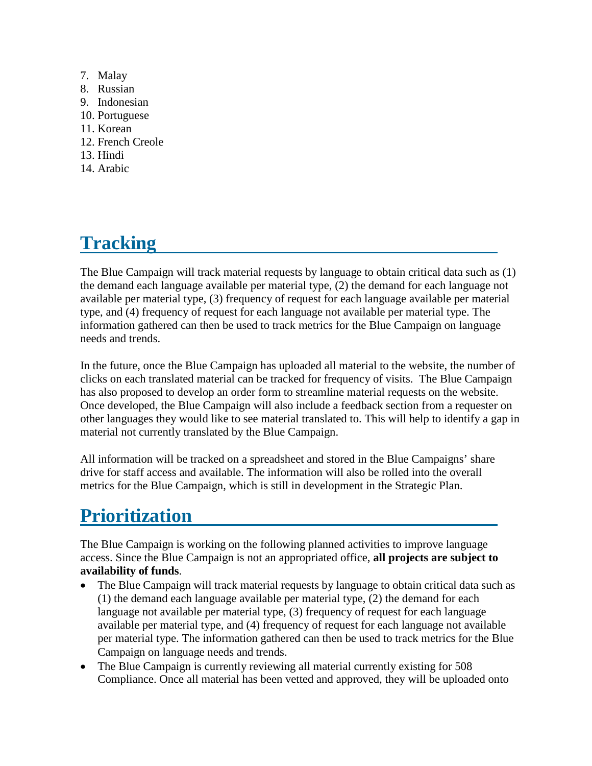7. Malay
8. Russian
9. Indonesian
10. Portuguese
11. Korean
12. French Creole
13. Hindi
14. Arabic

## Tracking

The Blue Campaign will track material requests by language to obtain critical data such as (1) the demand each language available per material type, (2) the demand for each language not available per material type, (3) frequency of request for each language available per material type, and (4) frequency of request for each language not available per material type. The information gathered can then be used to track metrics for the Blue Campaign on language needs and trends.

In the future, once the Blue Campaign has uploaded all material to the website, the number of clicks on each translated material can be tracked for frequency of visits. The Blue Campaign has also proposed to develop an order form to streamline material requests on the website. Once developed, the Blue Campaign will also include a feedback section from a requester on other languages they would like to see material translated to. This will help to identify a gap in material not currently translated by the Blue Campaign.

All information will be tracked on a spreadsheet and stored in the Blue Campaigns' share drive for staff access and available. The information will also be rolled into the overall metrics for the Blue Campaign, which is still in development in the Strategic Plan.

## Prioritization

The Blue Campaign is working on the following planned activities to improve language access. Since the Blue Campaign is not an appropriated office, **all projects are subject to availability of funds**.

- The Blue Campaign will track material requests by language to obtain critical data such as (1) the demand each language available per material type, (2) the demand for each language not available per material type, (3) frequency of request for each language available per material type, and (4) frequency of request for each language not available per material type. The information gathered can then be used to track metrics for the Blue Campaign on language needs and trends.
- The Blue Campaign is currently reviewing all material currently existing for 508 Compliance. Once all material has been vetted and approved, they will be uploaded onto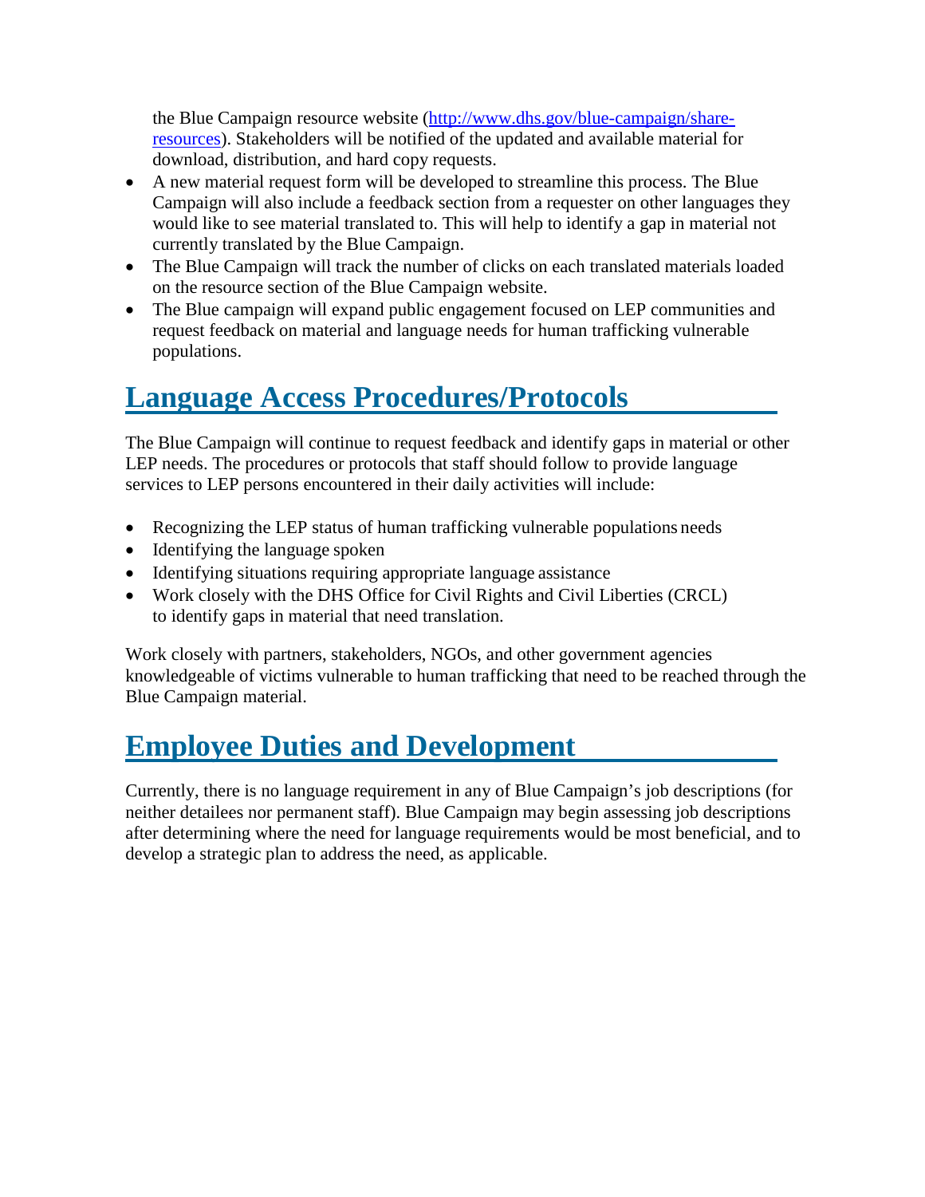the Blue Campaign resource website ([http://www.dhs.gov/blue-campaign/share-resources](http://www.dhs.gov/blue-campaign/share-resources)). Stakeholders will be notified of the updated and available material for download, distribution, and hard copy requests.

- A new material request form will be developed to streamline this process. The Blue Campaign will also include a feedback section from a requester on other languages they would like to see material translated to. This will help to identify a gap in material not currently translated by the Blue Campaign.
- The Blue Campaign will track the number of clicks on each translated materials loaded on the resource section of the Blue Campaign website.
- The Blue campaign will expand public engagement focused on LEP communities and request feedback on material and language needs for human trafficking vulnerable populations.

## Language Access Procedures/Protocols

The Blue Campaign will continue to request feedback and identify gaps in material or other LEP needs. The procedures or protocols that staff should follow to provide language services to LEP persons encountered in their daily activities will include:

- Recognizing the LEP status of human trafficking vulnerable populations needs
- Identifying the language spoken
- Identifying situations requiring appropriate language assistance
- Work closely with the DHS Office for Civil Rights and Civil Liberties (CRCL) to identify gaps in material that need translation.

Work closely with partners, stakeholders, NGOs, and other government agencies knowledgeable of victims vulnerable to human trafficking that need to be reached through the Blue Campaign material.

## Employee Duties and Development

Currently, there is no language requirement in any of Blue Campaign's job descriptions (for neither detailees nor permanent staff). Blue Campaign may begin assessing job descriptions after determining where the need for language requirements would be most beneficial, and to develop a strategic plan to address the need, as applicable.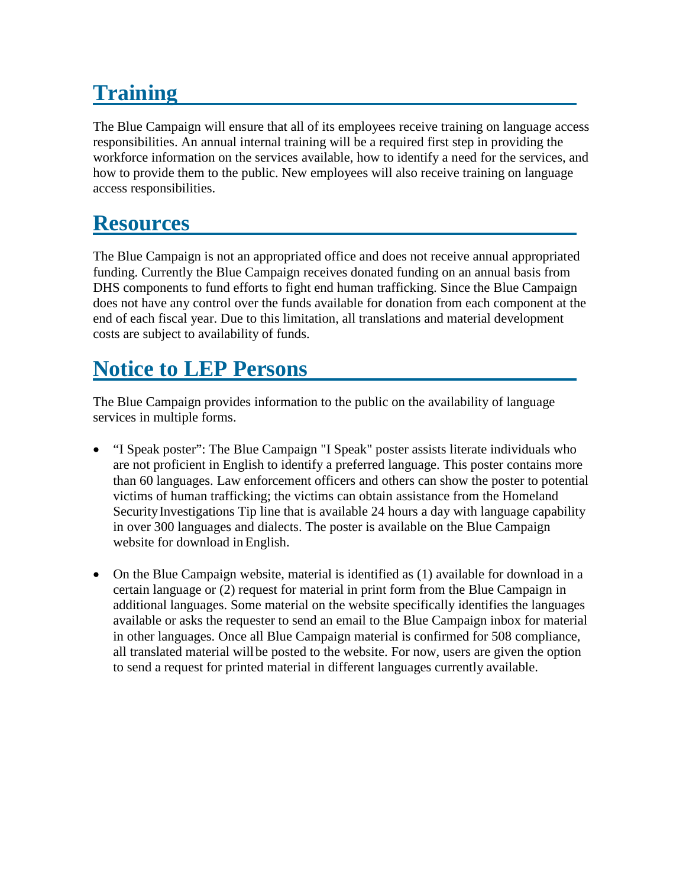## Training

The Blue Campaign will ensure that all of its employees receive training on language access responsibilities. An annual internal training will be a required first step in providing the workforce information on the services available, how to identify a need for the services, and how to provide them to the public. New employees will also receive training on language access responsibilities.

## Resources

The Blue Campaign is not an appropriated office and does not receive annual appropriated funding. Currently the Blue Campaign receives donated funding on an annual basis from DHS components to fund efforts to fight end human trafficking. Since the Blue Campaign does not have any control over the funds available for donation from each component at the end of each fiscal year. Due to this limitation, all translations and material development costs are subject to availability of funds.

## Notice to LEP Persons

The Blue Campaign provides information to the public on the availability of language services in multiple forms.

- "I Speak poster": The Blue Campaign "I Speak" poster assists literate individuals who are not proficient in English to identify a preferred language. This poster contains more than 60 languages. Law enforcement officers and others can show the poster to potential victims of human trafficking; the victims can obtain assistance from the Homeland Security Investigations Tip line that is available 24 hours a day with language capability in over 300 languages and dialects. The poster is available on the Blue Campaign website for download in English.

- On the Blue Campaign website, material is identified as (1) available for download in a certain language or (2) request for material in print form from the Blue Campaign in additional languages. Some material on the website specifically identifies the languages available or asks the requester to send an email to the Blue Campaign inbox for material in other languages. Once all Blue Campaign material is confirmed for 508 compliance, all translated material will be posted to the website. For now, users are given the option to send a request for printed material in different languages currently available.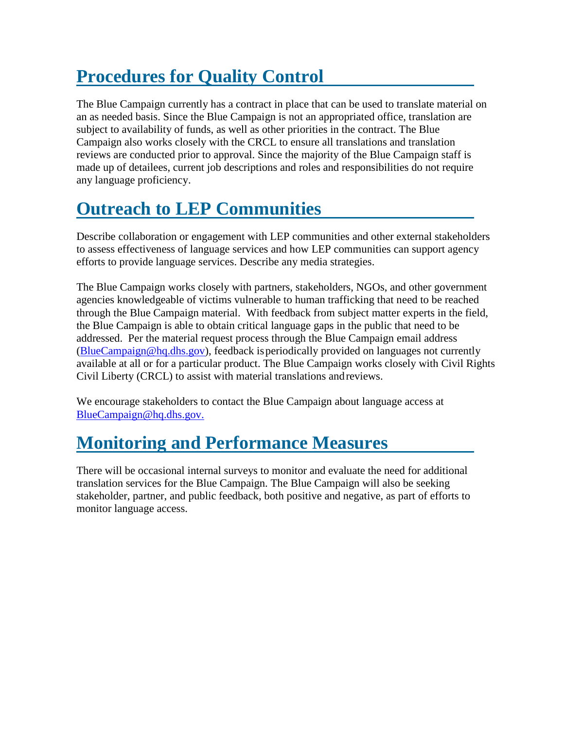## Procedures for Quality Control

The Blue Campaign currently has a contract in place that can be used to translate material on an as needed basis. Since the Blue Campaign is not an appropriated office, translation are subject to availability of funds, as well as other priorities in the contract. The Blue Campaign also works closely with the CRCL to ensure all translations and translation reviews are conducted prior to approval. Since the majority of the Blue Campaign staff is made up of detailees, current job descriptions and roles and responsibilities do not require any language proficiency.

## Outreach to LEP Communities

Describe collaboration or engagement with LEP communities and other external stakeholders to assess effectiveness of language services and how LEP communities can support agency efforts to provide language services. Describe any media strategies.

The Blue Campaign works closely with partners, stakeholders, NGOs, and other government agencies knowledgeable of victims vulnerable to human trafficking that need to be reached through the Blue Campaign material. With feedback from subject matter experts in the field, the Blue Campaign is able to obtain critical language gaps in the public that need to be addressed. Per the material request process through the Blue Campaign email address (BlueCampaign@hq.dhs.gov), feedback is periodically provided on languages not currently available at all or for a particular product. The Blue Campaign works closely with Civil Rights Civil Liberty (CRCL) to assist with material translations and reviews.

We encourage stakeholders to contact the Blue Campaign about language access at BlueCampaign@hq.dhs.gov.

## Monitoring and Performance Measures

There will be occasional internal surveys to monitor and evaluate the need for additional translation services for the Blue Campaign. The Blue Campaign will also be seeking stakeholder, partner, and public feedback, both positive and negative, as part of efforts to monitor language access.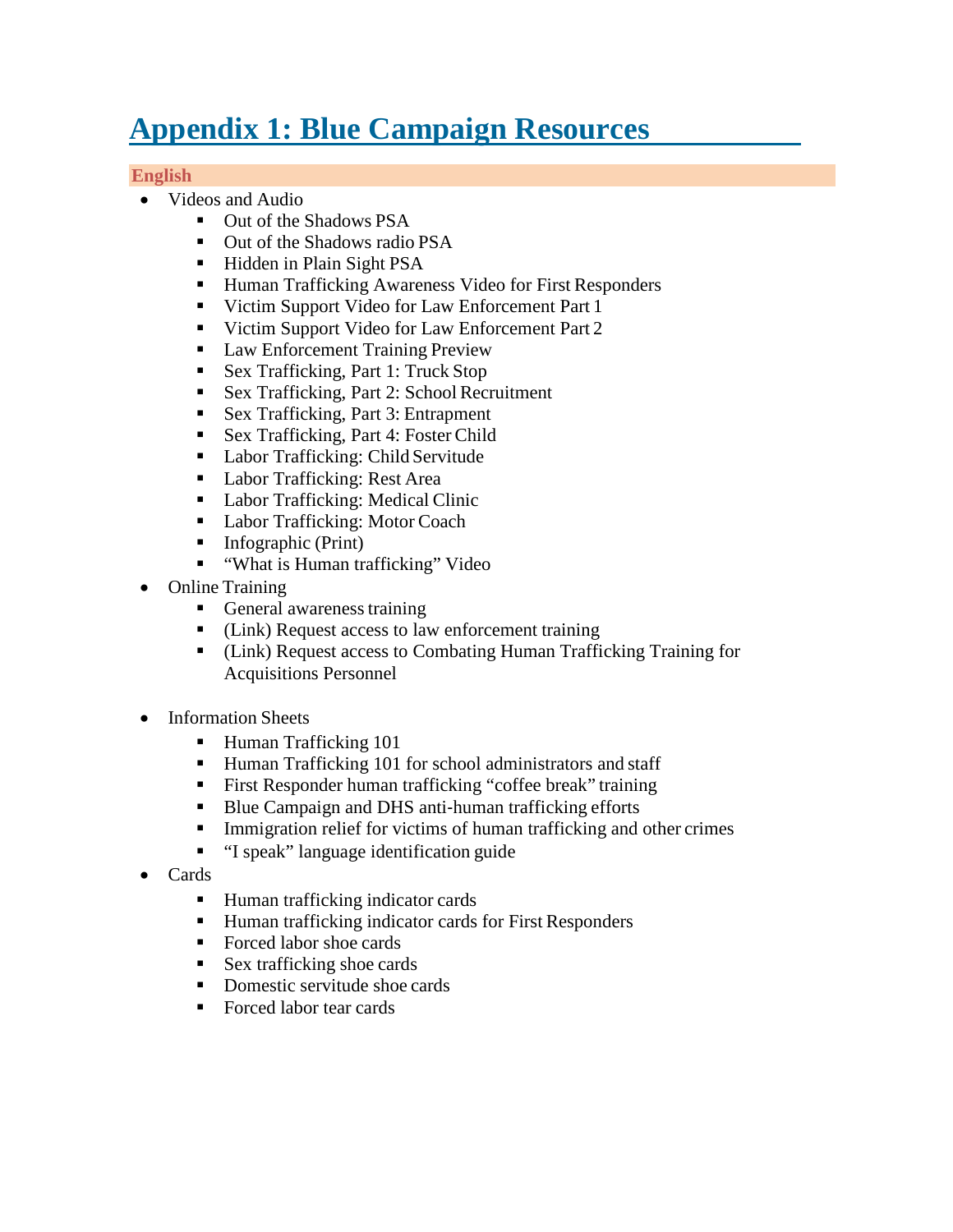# Appendix 1: Blue Campaign Resources

## English

- Videos and Audio
  - Out of the Shadows PSA
  - Out of the Shadows radio PSA
  - Hidden in Plain Sight PSA
  - Human Trafficking Awareness Video for First Responders
  - Victim Support Video for Law Enforcement Part 1
  - Victim Support Video for Law Enforcement Part 2
  - Law Enforcement Training Preview
  - Sex Trafficking, Part 1: Truck Stop
  - Sex Trafficking, Part 2: School Recruitment
  - Sex Trafficking, Part 3: Entrapment
  - Sex Trafficking, Part 4: Foster Child
  - Labor Trafficking: Child Servitude
  - Labor Trafficking: Rest Area
  - Labor Trafficking: Medical Clinic
  - Labor Trafficking: Motor Coach
  - Infographic (Print)
  - "What is Human trafficking" Video
- Online Training
  - General awareness training
  - (Link) Request access to law enforcement training
  - (Link) Request access to Combating Human Trafficking Training for Acquisitions Personnel
- Information Sheets
  - Human Trafficking 101
  - Human Trafficking 101 for school administrators and staff
  - First Responder human trafficking "coffee break" training
  - Blue Campaign and DHS anti-human trafficking efforts
  - Immigration relief for victims of human trafficking and other crimes
  - "I speak" language identification guide
- Cards
  - Human trafficking indicator cards
  - Human trafficking indicator cards for First Responders
  - Forced labor shoe cards
  - Sex trafficking shoe cards
  - Domestic servitude shoe cards
  - Forced labor tear cards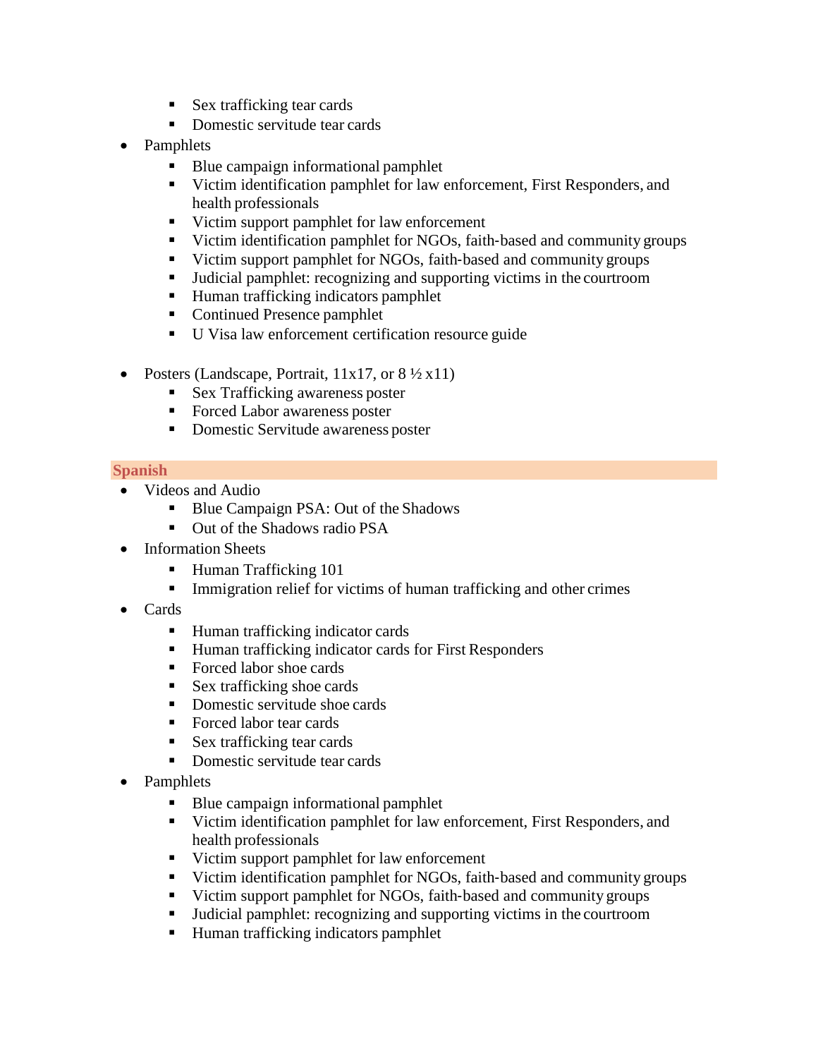- Sex trafficking tear cards
  - Domestic servitude tear cards
- Pamphlets
  - Blue campaign informational pamphlet
  - Victim identification pamphlet for law enforcement, First Responders, and health professionals
  - Victim support pamphlet for law enforcement
  - Victim identification pamphlet for NGOs, faith-based and community groups
  - Victim support pamphlet for NGOs, faith-based and community groups
  - Judicial pamphlet: recognizing and supporting victims in the courtroom
  - Human trafficking indicators pamphlet
  - Continued Presence pamphlet
  - U Visa law enforcement certification resource guide

- Posters (Landscape, Portrait, 11x17, or 8 ½ x11)
  - Sex Trafficking awareness poster
  - Forced Labor awareness poster
  - Domestic Servitude awareness poster

### Spanish

- Videos and Audio
  - Blue Campaign PSA: Out of the Shadows
  - Out of the Shadows radio PSA
- Information Sheets
  - Human Trafficking 101
  - Immigration relief for victims of human trafficking and other crimes
- Cards
  - Human trafficking indicator cards
  - Human trafficking indicator cards for First Responders
  - Forced labor shoe cards
  - Sex trafficking shoe cards
  - Domestic servitude shoe cards
  - Forced labor tear cards
  - Sex trafficking tear cards
  - Domestic servitude tear cards
- Pamphlets
  - Blue campaign informational pamphlet
  - Victim identification pamphlet for law enforcement, First Responders, and health professionals
  - Victim support pamphlet for law enforcement
  - Victim identification pamphlet for NGOs, faith-based and community groups
  - Victim support pamphlet for NGOs, faith-based and community groups
  - Judicial pamphlet: recognizing and supporting victims in the courtroom
  - Human trafficking indicators pamphlet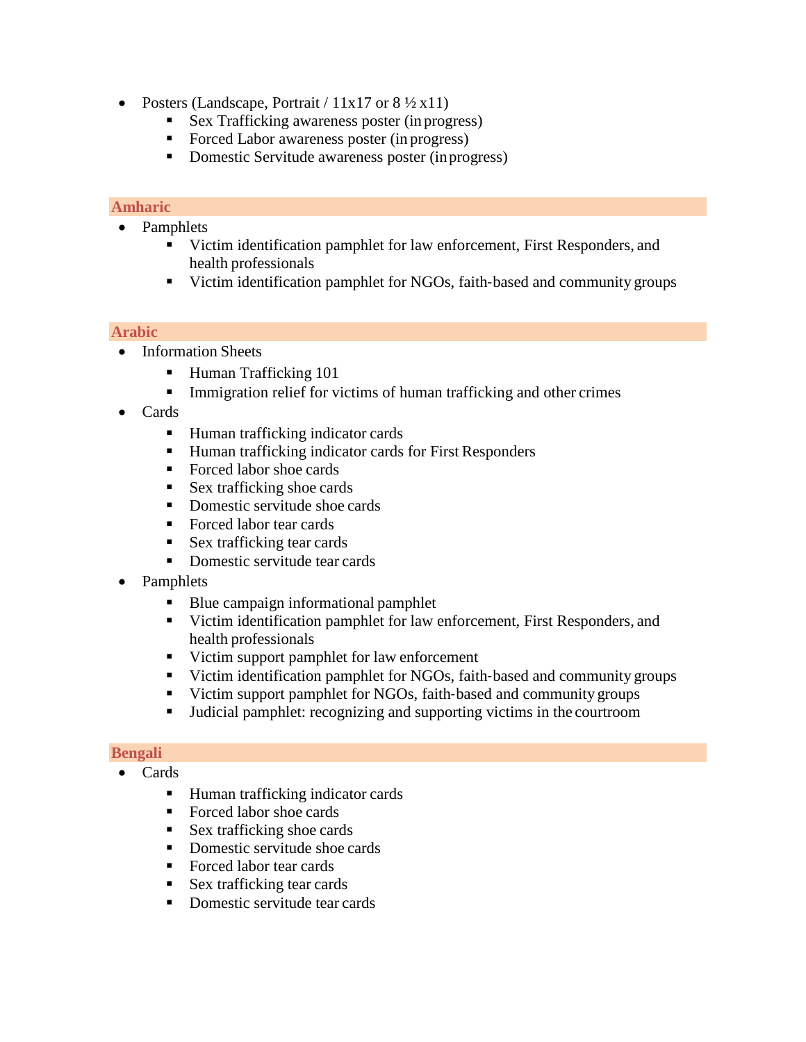- Posters (Landscape, Portrait / 11x17 or 8 ½ x11)
  - Sex Trafficking awareness poster (in progress)
  - Forced Labor awareness poster (in progress)
  - Domestic Servitude awareness poster (in progress)

## Amharic

- Pamphlets
  - Victim identification pamphlet for law enforcement, First Responders, and health professionals
  - Victim identification pamphlet for NGOs, faith-based and community groups

## Arabic

- Information Sheets
  - Human Trafficking 101
  - Immigration relief for victims of human trafficking and other crimes
- Cards
  - Human trafficking indicator cards
  - Human trafficking indicator cards for First Responders
  - Forced labor shoe cards
  - Sex trafficking shoe cards
  - Domestic servitude shoe cards
  - Forced labor tear cards
  - Sex trafficking tear cards
  - Domestic servitude tear cards
- Pamphlets
  - Blue campaign informational pamphlet
  - Victim identification pamphlet for law enforcement, First Responders, and health professionals
  - Victim support pamphlet for law enforcement
  - Victim identification pamphlet for NGOs, faith-based and community groups
  - Victim support pamphlet for NGOs, faith-based and community groups
  - Judicial pamphlet: recognizing and supporting victims in the courtroom

## Bengali

- Cards
  - Human trafficking indicator cards
  - Forced labor shoe cards
  - Sex trafficking shoe cards
  - Domestic servitude shoe cards
  - Forced labor tear cards
  - Sex trafficking tear cards
  - Domestic servitude tear cards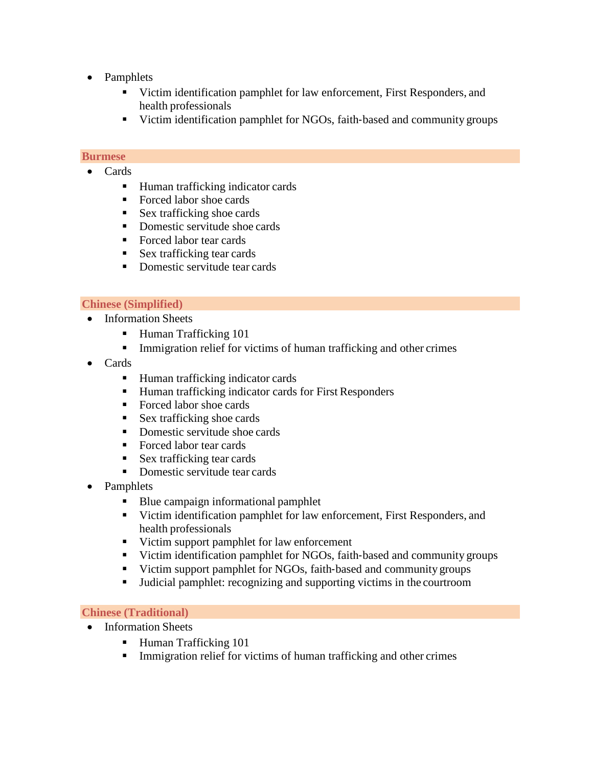- Pamphlets
  - Victim identification pamphlet for law enforcement, First Responders, and health professionals
  - Victim identification pamphlet for NGOs, faith-based and community groups

## Burmese

- Cards
  - Human trafficking indicator cards
  - Forced labor shoe cards
  - Sex trafficking shoe cards
  - Domestic servitude shoe cards
  - Forced labor tear cards
  - Sex trafficking tear cards
  - Domestic servitude tear cards

## Chinese (Simplified)

- Information Sheets
  - Human Trafficking 101
  - Immigration relief for victims of human trafficking and other crimes
- Cards
  - Human trafficking indicator cards
  - Human trafficking indicator cards for First Responders
  - Forced labor shoe cards
  - Sex trafficking shoe cards
  - Domestic servitude shoe cards
  - Forced labor tear cards
  - Sex trafficking tear cards
  - Domestic servitude tear cards
- Pamphlets
  - Blue campaign informational pamphlet
  - Victim identification pamphlet for law enforcement, First Responders, and health professionals
  - Victim support pamphlet for law enforcement
  - Victim identification pamphlet for NGOs, faith-based and community groups
  - Victim support pamphlet for NGOs, faith-based and community groups
  - Judicial pamphlet: recognizing and supporting victims in the courtroom

## Chinese (Traditional)

- Information Sheets
  - Human Trafficking 101
  - Immigration relief for victims of human trafficking and other crimes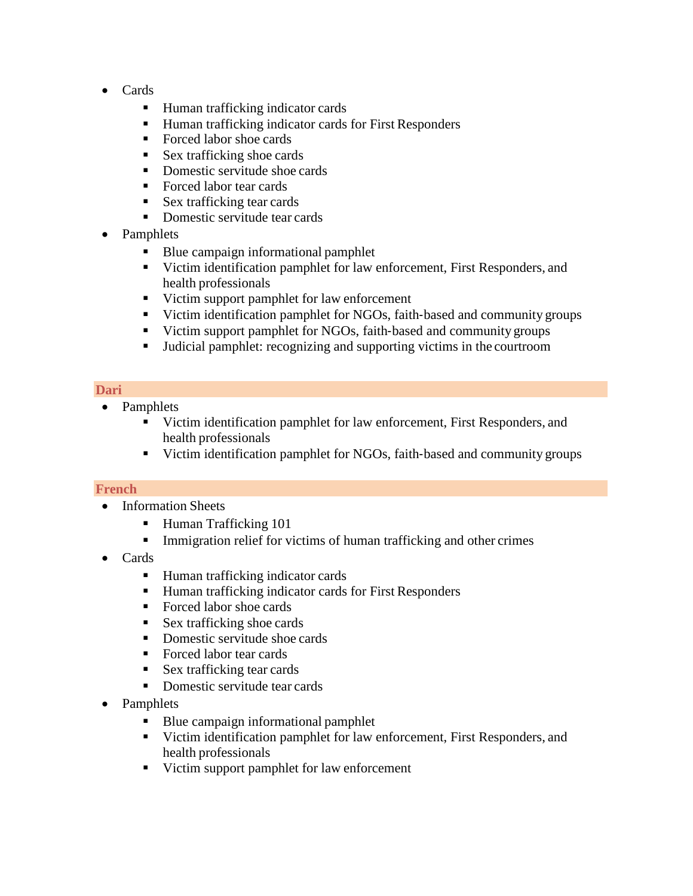- Cards
  - Human trafficking indicator cards
  - Human trafficking indicator cards for First Responders
  - Forced labor shoe cards
  - Sex trafficking shoe cards
  - Domestic servitude shoe cards
  - Forced labor tear cards
  - Sex trafficking tear cards
  - Domestic servitude tear cards
- Pamphlets
  - Blue campaign informational pamphlet
  - Victim identification pamphlet for law enforcement, First Responders, and health professionals
  - Victim support pamphlet for law enforcement
  - Victim identification pamphlet for NGOs, faith-based and community groups
  - Victim support pamphlet for NGOs, faith-based and community groups
  - Judicial pamphlet: recognizing and supporting victims in the courtroom

## Dari

- Pamphlets
  - Victim identification pamphlet for law enforcement, First Responders, and health professionals
  - Victim identification pamphlet for NGOs, faith-based and community groups

## French

- Information Sheets
  - Human Trafficking 101
  - Immigration relief for victims of human trafficking and other crimes
- Cards
  - Human trafficking indicator cards
  - Human trafficking indicator cards for First Responders
  - Forced labor shoe cards
  - Sex trafficking shoe cards
  - Domestic servitude shoe cards
  - Forced labor tear cards
  - Sex trafficking tear cards
  - Domestic servitude tear cards
- Pamphlets
  - Blue campaign informational pamphlet
  - Victim identification pamphlet for law enforcement, First Responders, and health professionals
  - Victim support pamphlet for law enforcement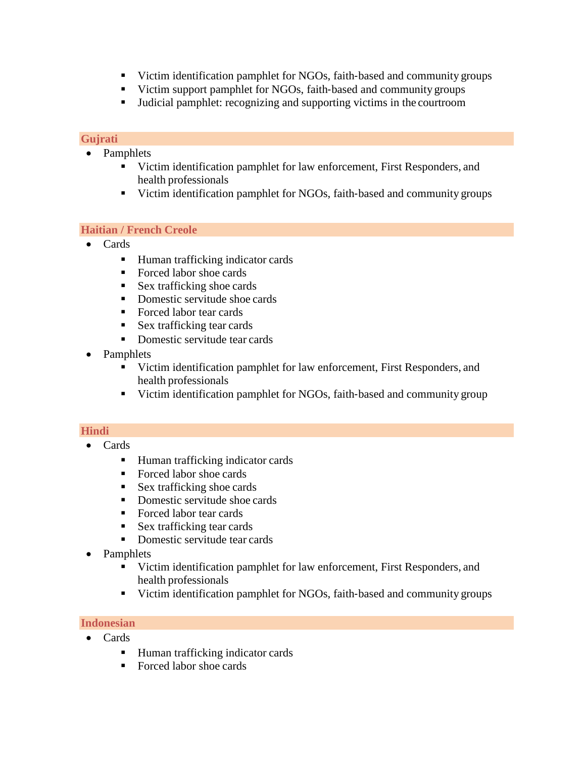- Victim identification pamphlet for NGOs, faith-based and community groups
  - Victim support pamphlet for NGOs, faith-based and community groups
  - Judicial pamphlet: recognizing and supporting victims in the courtroom

## Gujrati

- Pamphlets
  - Victim identification pamphlet for law enforcement, First Responders, and health professionals
  - Victim identification pamphlet for NGOs, faith-based and community groups

## Haitian / French Creole

- Cards
  - Human trafficking indicator cards
  - Forced labor shoe cards
  - Sex trafficking shoe cards
  - Domestic servitude shoe cards
  - Forced labor tear cards
  - Sex trafficking tear cards
  - Domestic servitude tear cards
- Pamphlets
  - Victim identification pamphlet for law enforcement, First Responders, and health professionals
  - Victim identification pamphlet for NGOs, faith-based and community group

## Hindi

- Cards
  - Human trafficking indicator cards
  - Forced labor shoe cards
  - Sex trafficking shoe cards
  - Domestic servitude shoe cards
  - Forced labor tear cards
  - Sex trafficking tear cards
  - Domestic servitude tear cards
- Pamphlets
  - Victim identification pamphlet for law enforcement, First Responders, and health professionals
  - Victim identification pamphlet for NGOs, faith-based and community groups

## Indonesian

- Cards
  - Human trafficking indicator cards
  - Forced labor shoe cards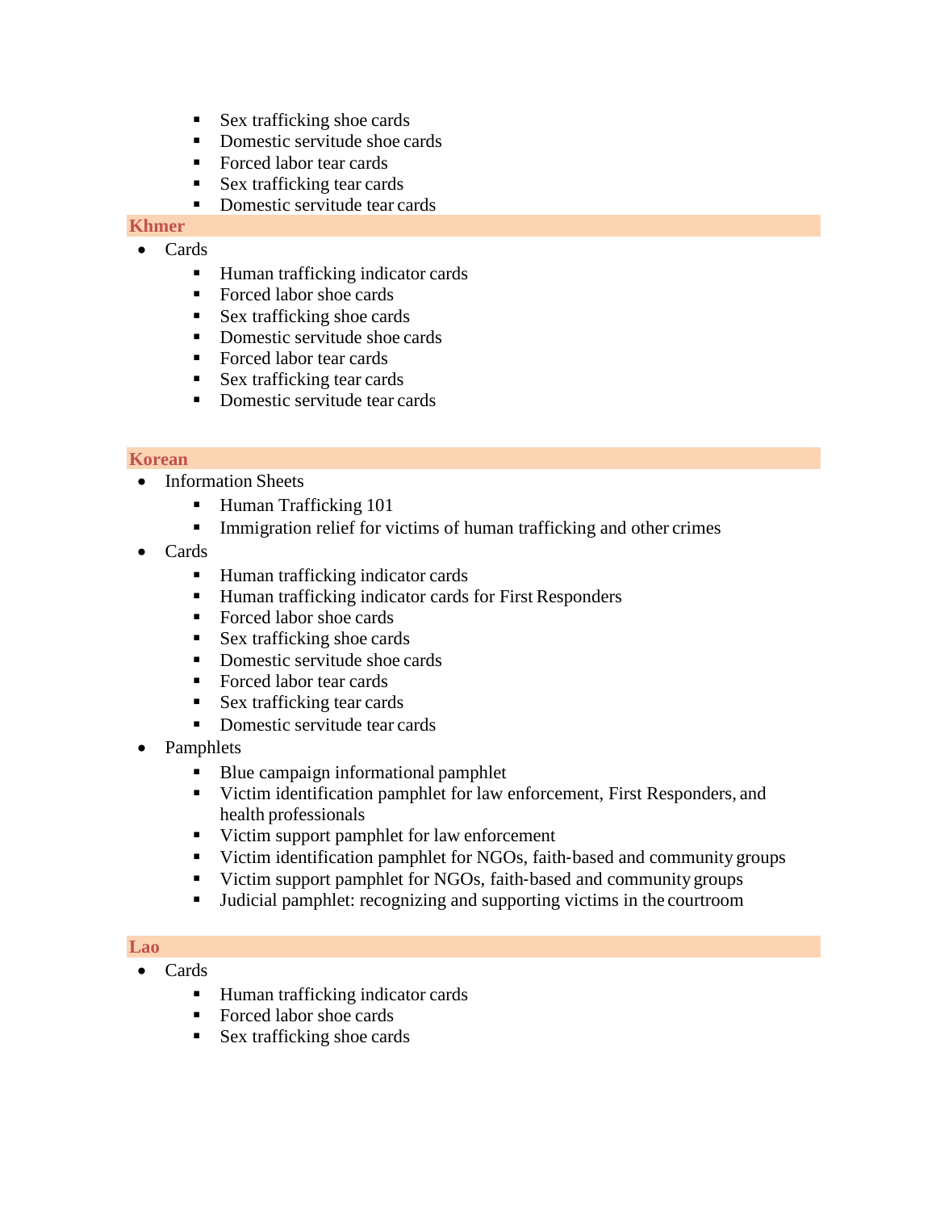- Sex trafficking shoe cards
    - Domestic servitude shoe cards
    - Forced labor tear cards
    - Sex trafficking tear cards
    - Domestic servitude tear cards

## Khmer

- Cards
    - Human trafficking indicator cards
    - Forced labor shoe cards
    - Sex trafficking shoe cards
    - Domestic servitude shoe cards
    - Forced labor tear cards
    - Sex trafficking tear cards
    - Domestic servitude tear cards

## Korean

- Information Sheets
    - Human Trafficking 101
    - Immigration relief for victims of human trafficking and other crimes
- Cards
    - Human trafficking indicator cards
    - Human trafficking indicator cards for First Responders
    - Forced labor shoe cards
    - Sex trafficking shoe cards
    - Domestic servitude shoe cards
    - Forced labor tear cards
    - Sex trafficking tear cards
    - Domestic servitude tear cards
- Pamphlets
    - Blue campaign informational pamphlet
    - Victim identification pamphlet for law enforcement, First Responders, and health professionals
    - Victim support pamphlet for law enforcement
    - Victim identification pamphlet for NGOs, faith-based and community groups
    - Victim support pamphlet for NGOs, faith-based and community groups
    - Judicial pamphlet: recognizing and supporting victims in the courtroom

## Lao

- Cards
    - Human trafficking indicator cards
    - Forced labor shoe cards
    - Sex trafficking shoe cards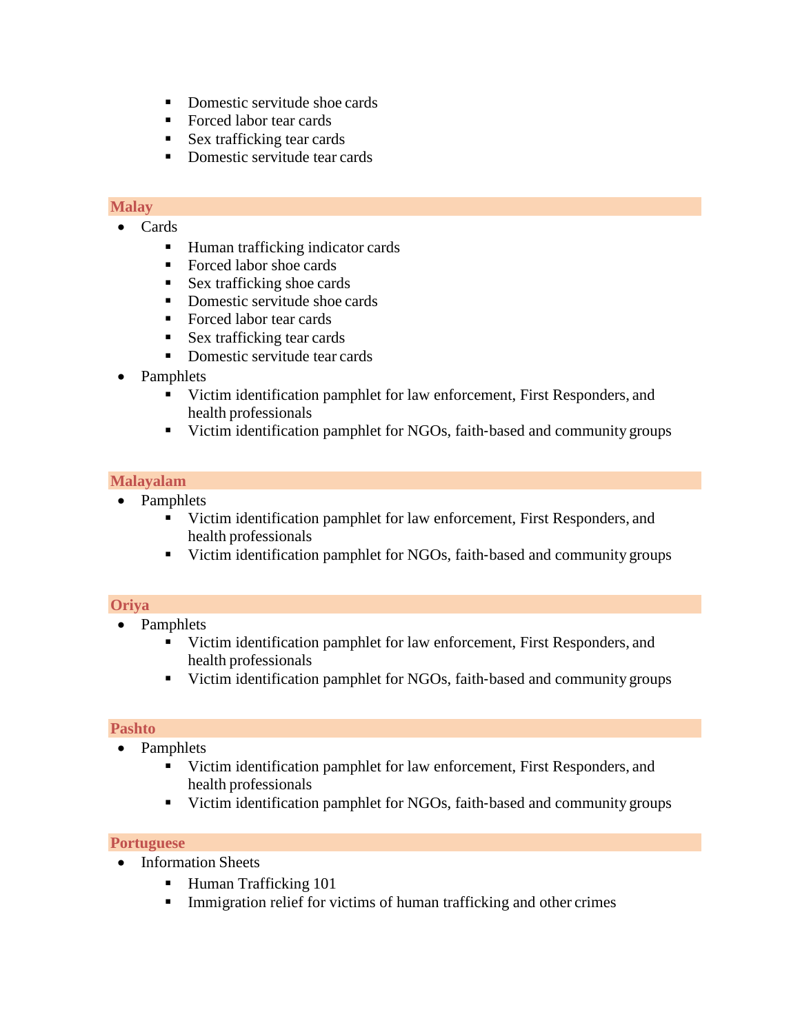- Domestic servitude shoe cards
   - Forced labor tear cards
   - Sex trafficking tear cards
   - Domestic servitude tear cards

## Malay

- Cards
   - Human trafficking indicator cards
   - Forced labor shoe cards
   - Sex trafficking shoe cards
   - Domestic servitude shoe cards
   - Forced labor tear cards
   - Sex trafficking tear cards
   - Domestic servitude tear cards
- Pamphlets
   - Victim identification pamphlet for law enforcement, First Responders, and health professionals
   - Victim identification pamphlet for NGOs, faith-based and community groups

## Malayalam

- Pamphlets
   - Victim identification pamphlet for law enforcement, First Responders, and health professionals
   - Victim identification pamphlet for NGOs, faith-based and community groups

## Oriya

- Pamphlets
   - Victim identification pamphlet for law enforcement, First Responders, and health professionals
   - Victim identification pamphlet for NGOs, faith-based and community groups

## Pashto

- Pamphlets
   - Victim identification pamphlet for law enforcement, First Responders, and health professionals
   - Victim identification pamphlet for NGOs, faith-based and community groups

## Portuguese

- Information Sheets
   - Human Trafficking 101
   - Immigration relief for victims of human trafficking and other crimes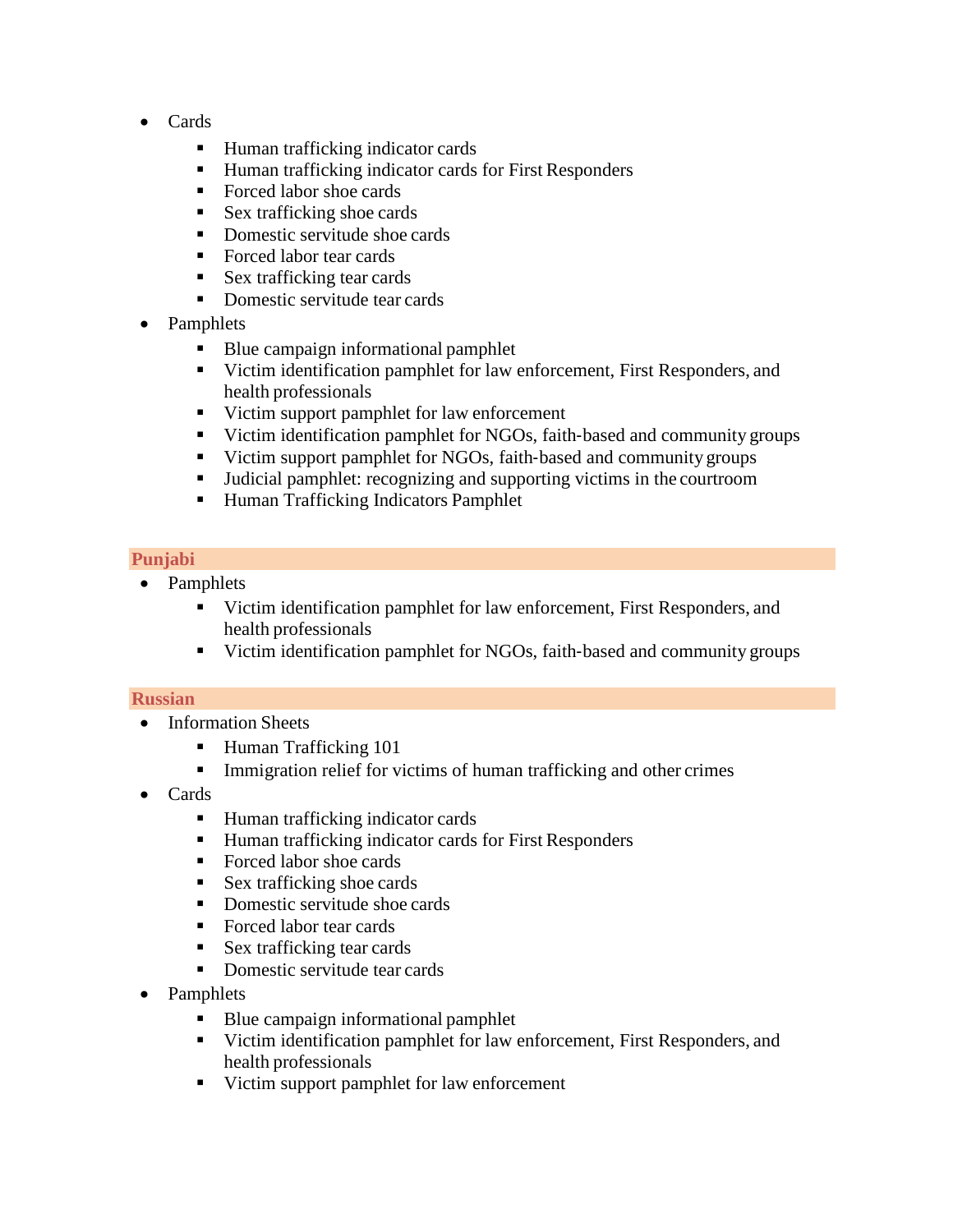- Cards
  - Human trafficking indicator cards
  - Human trafficking indicator cards for First Responders
  - Forced labor shoe cards
  - Sex trafficking shoe cards
  - Domestic servitude shoe cards
  - Forced labor tear cards
  - Sex trafficking tear cards
  - Domestic servitude tear cards
- Pamphlets
  - Blue campaign informational pamphlet
  - Victim identification pamphlet for law enforcement, First Responders, and health professionals
  - Victim support pamphlet for law enforcement
  - Victim identification pamphlet for NGOs, faith-based and community groups
  - Victim support pamphlet for NGOs, faith-based and community groups
  - Judicial pamphlet: recognizing and supporting victims in the courtroom
  - Human Trafficking Indicators Pamphlet

## Punjabi

- Pamphlets
  - Victim identification pamphlet for law enforcement, First Responders, and health professionals
  - Victim identification pamphlet for NGOs, faith-based and community groups

## Russian

- Information Sheets
  - Human Trafficking 101
  - Immigration relief for victims of human trafficking and other crimes
- Cards
  - Human trafficking indicator cards
  - Human trafficking indicator cards for First Responders
  - Forced labor shoe cards
  - Sex trafficking shoe cards
  - Domestic servitude shoe cards
  - Forced labor tear cards
  - Sex trafficking tear cards
  - Domestic servitude tear cards
- Pamphlets
  - Blue campaign informational pamphlet
  - Victim identification pamphlet for law enforcement, First Responders, and health professionals
  - Victim support pamphlet for law enforcement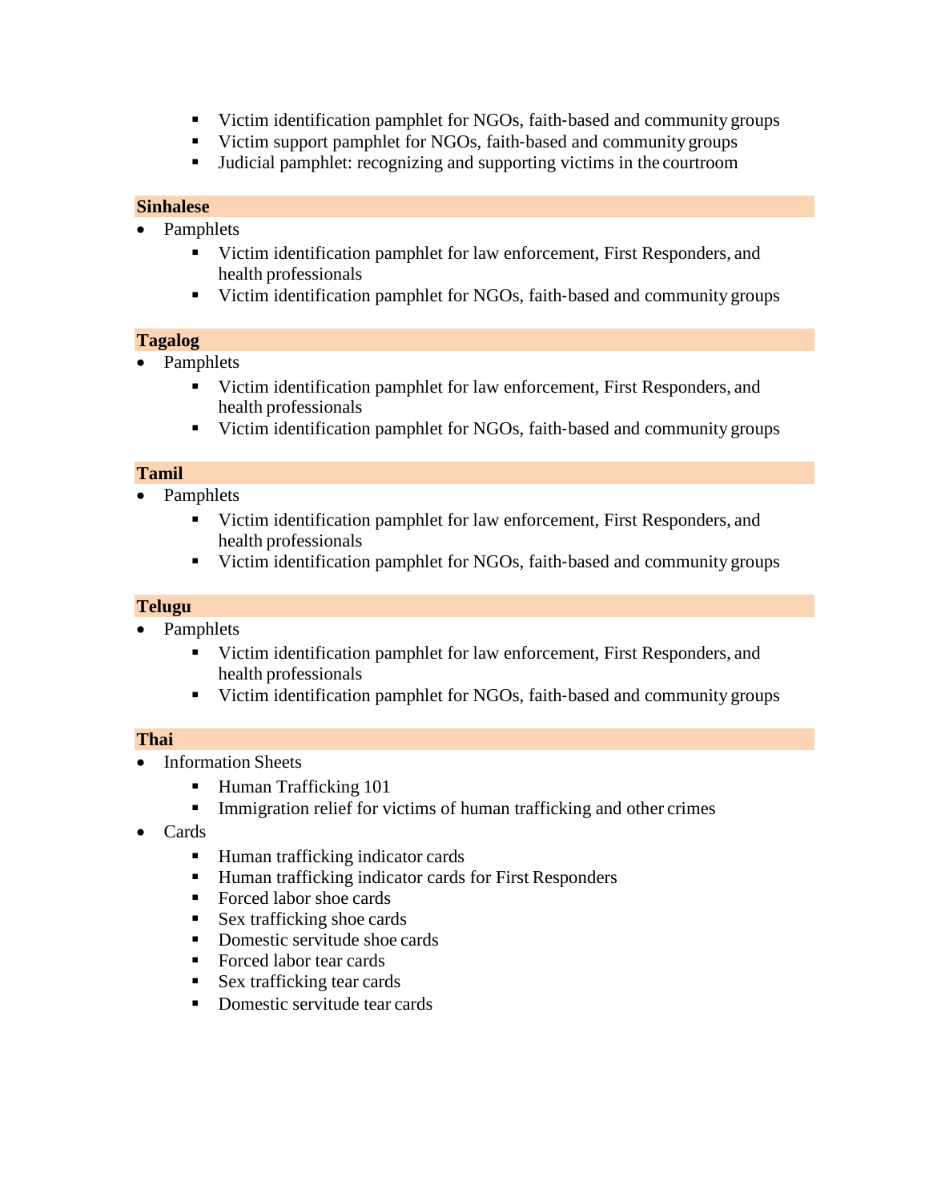- Victim identification pamphlet for NGOs, faith-based and community groups
    - Victim support pamphlet for NGOs, faith-based and community groups
    - Judicial pamphlet: recognizing and supporting victims in the courtroom

**Sinhalese**

- Pamphlets
    - Victim identification pamphlet for law enforcement, First Responders, and health professionals
    - Victim identification pamphlet for NGOs, faith-based and community groups

**Tagalog**

- Pamphlets
    - Victim identification pamphlet for law enforcement, First Responders, and health professionals
    - Victim identification pamphlet for NGOs, faith-based and community groups

**Tamil**

- Pamphlets
    - Victim identification pamphlet for law enforcement, First Responders, and health professionals
    - Victim identification pamphlet for NGOs, faith-based and community groups

**Telugu**

- Pamphlets
    - Victim identification pamphlet for law enforcement, First Responders, and health professionals
    - Victim identification pamphlet for NGOs, faith-based and community groups

**Thai**

- Information Sheets
    - Human Trafficking 101
    - Immigration relief for victims of human trafficking and other crimes
- Cards
    - Human trafficking indicator cards
    - Human trafficking indicator cards for First Responders
    - Forced labor shoe cards
    - Sex trafficking shoe cards
    - Domestic servitude shoe cards
    - Forced labor tear cards
    - Sex trafficking tear cards
    - Domestic servitude tear cards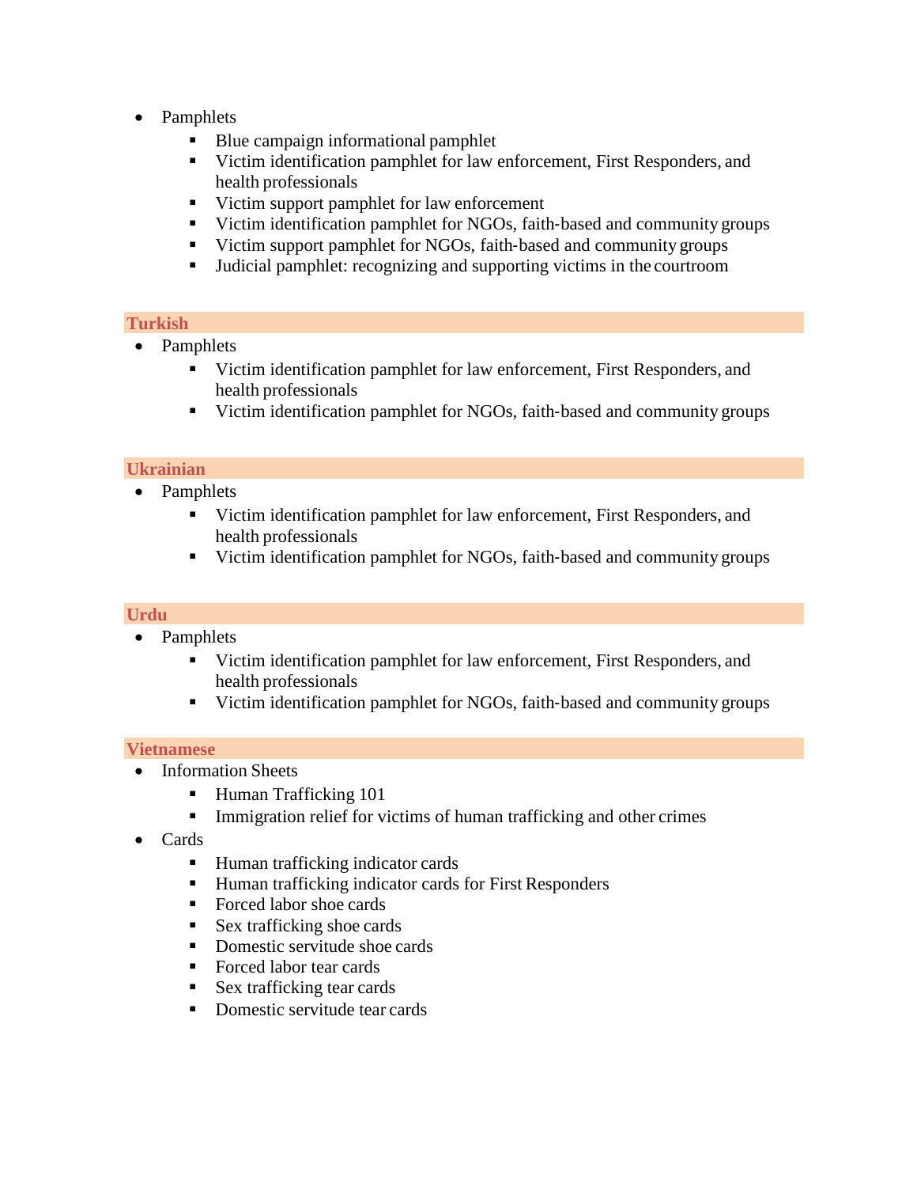- Pamphlets
    - Blue campaign informational pamphlet
    - Victim identification pamphlet for law enforcement, First Responders, and health professionals
    - Victim support pamphlet for law enforcement
    - Victim identification pamphlet for NGOs, faith-based and community groups
    - Victim support pamphlet for NGOs, faith-based and community groups
    - Judicial pamphlet: recognizing and supporting victims in the courtroom

### Turkish

- Pamphlets
    - Victim identification pamphlet for law enforcement, First Responders, and health professionals
    - Victim identification pamphlet for NGOs, faith-based and community groups

### Ukrainian

- Pamphlets
    - Victim identification pamphlet for law enforcement, First Responders, and health professionals
    - Victim identification pamphlet for NGOs, faith-based and community groups

### Urdu

- Pamphlets
    - Victim identification pamphlet for law enforcement, First Responders, and health professionals
    - Victim identification pamphlet for NGOs, faith-based and community groups

### Vietnamese

- Information Sheets
    - Human Trafficking 101
    - Immigration relief for victims of human trafficking and other crimes
- Cards
    - Human trafficking indicator cards
    - Human trafficking indicator cards for First Responders
    - Forced labor shoe cards
    - Sex trafficking shoe cards
    - Domestic servitude shoe cards
    - Forced labor tear cards
    - Sex trafficking tear cards
    - Domestic servitude tear cards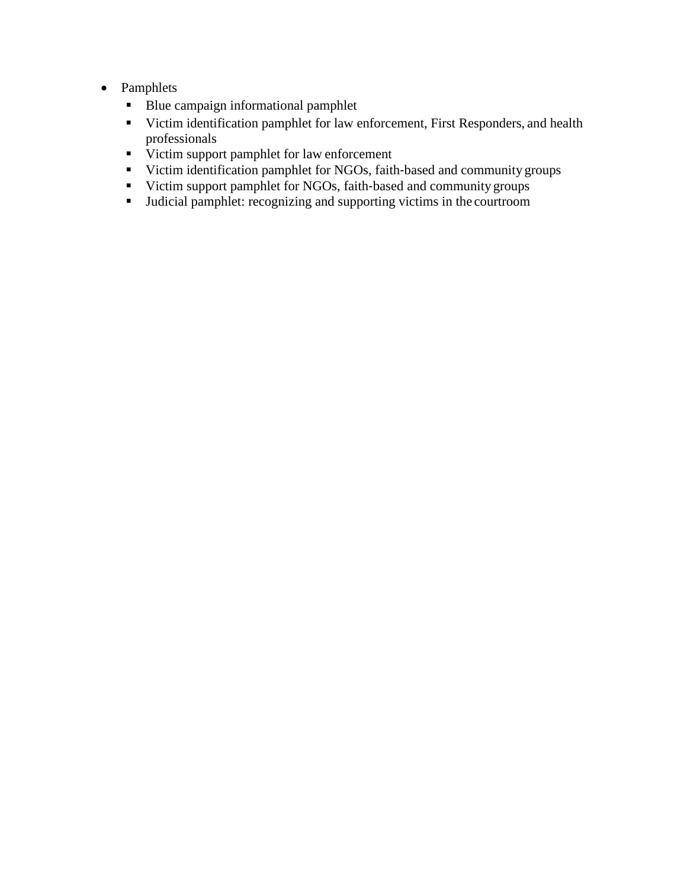- Pamphlets
  - Blue campaign informational pamphlet
  - Victim identification pamphlet for law enforcement, First Responders, and health professionals
  - Victim support pamphlet for law enforcement
  - Victim identification pamphlet for NGOs, faith-based and community groups
  - Victim support pamphlet for NGOs, faith-based and community groups
  - Judicial pamphlet: recognizing and supporting victims in the courtroom